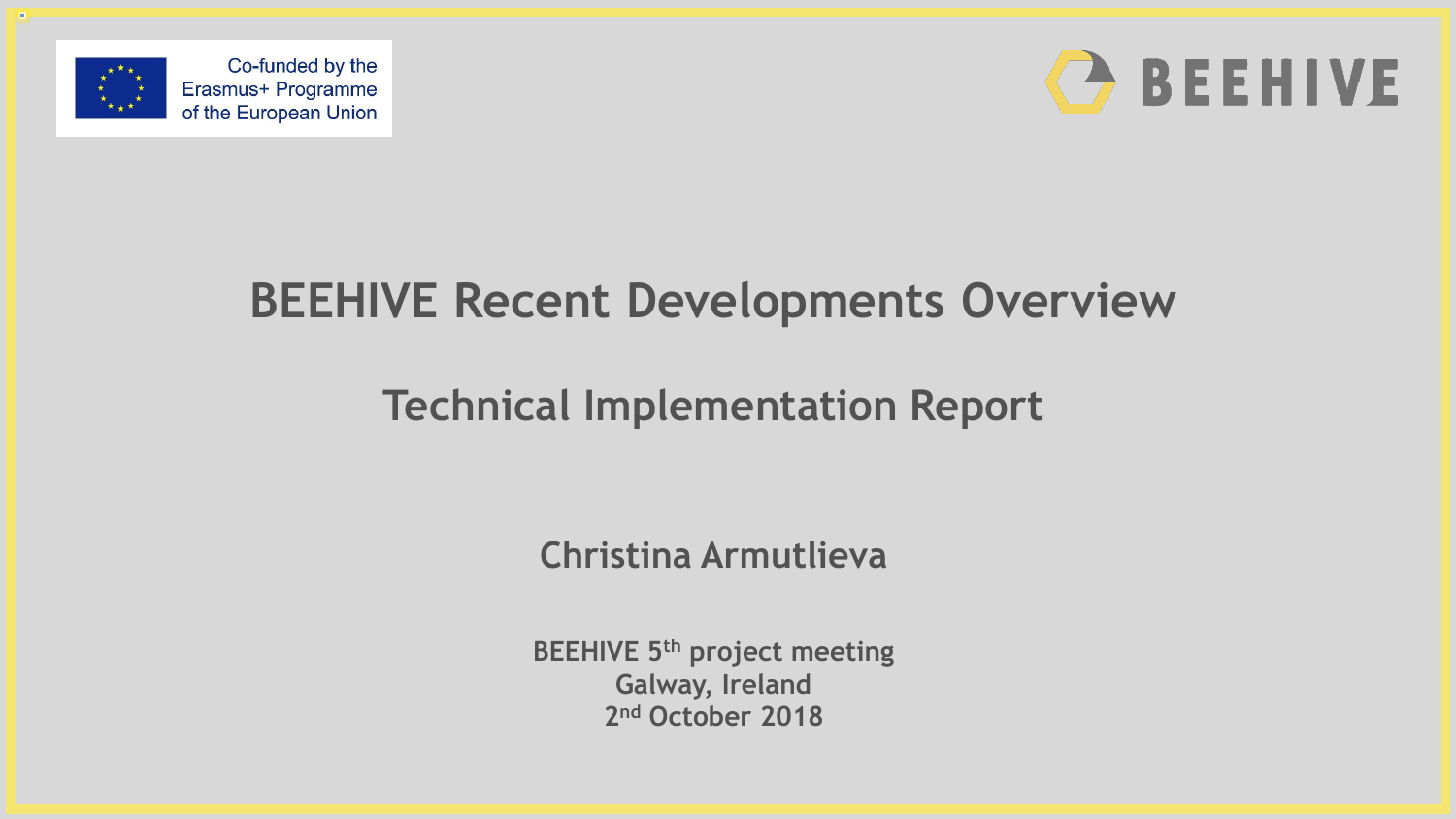Co-funded by the Erasmus+ Programme of the European Union

BEEHIVE

# BEEHIVE Recent Developments Overview

## Technical Implementation Report

**Christina Armutlieva**

**BEEHIVE 5th project meeting**
**Galway, Ireland**
**2nd October 2018**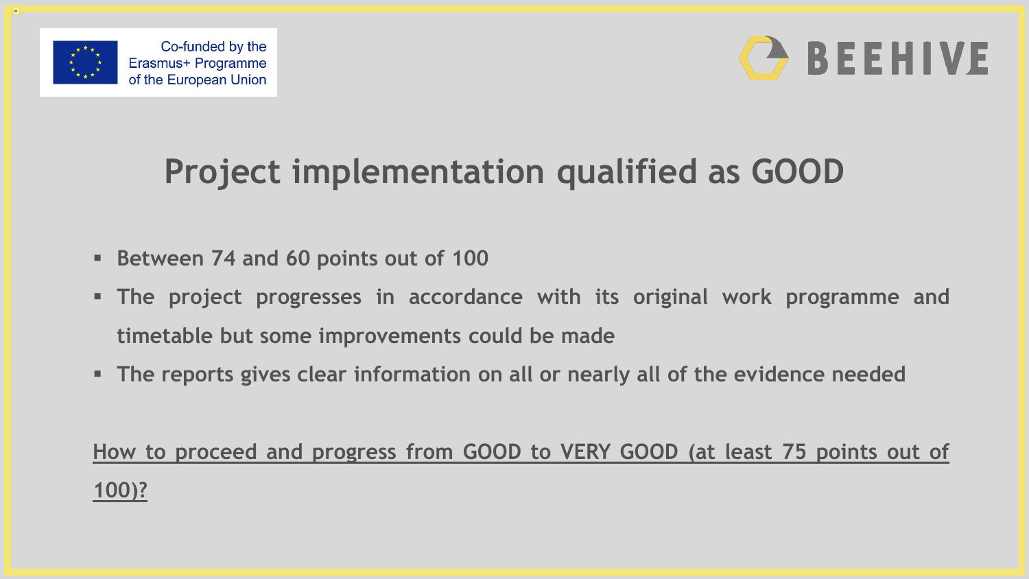Co-funded by the Erasmus+ Programme of the European Union

BEEHIVE

# Project implementation qualified as GOOD

- **Between 74 and 60 points out of 100**
- **The project progresses in accordance with its original work programme and timetable but some improvements could be made**
- **The reports gives clear information on all or nearly all of the evidence needed**

**How to proceed and progress from GOOD to VERY GOOD (at least 75 points out of 100)?**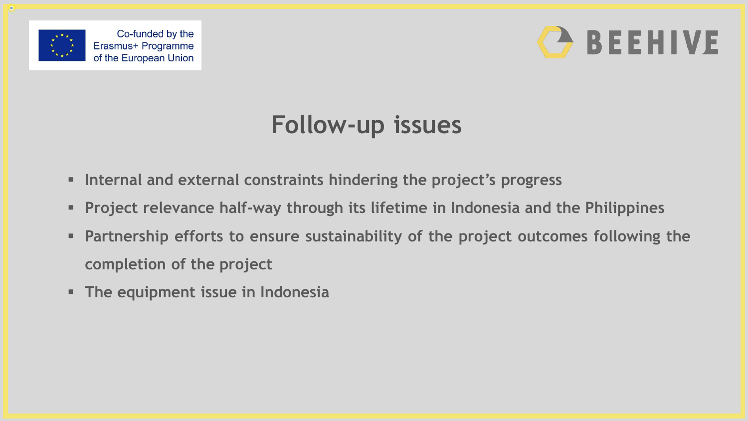# Follow-up issues

- Internal and external constraints hindering the project's progress
- Project relevance half-way through its lifetime in Indonesia and the Philippines
- Partnership efforts to ensure sustainability of the project outcomes following the completion of the project
- The equipment issue in Indonesia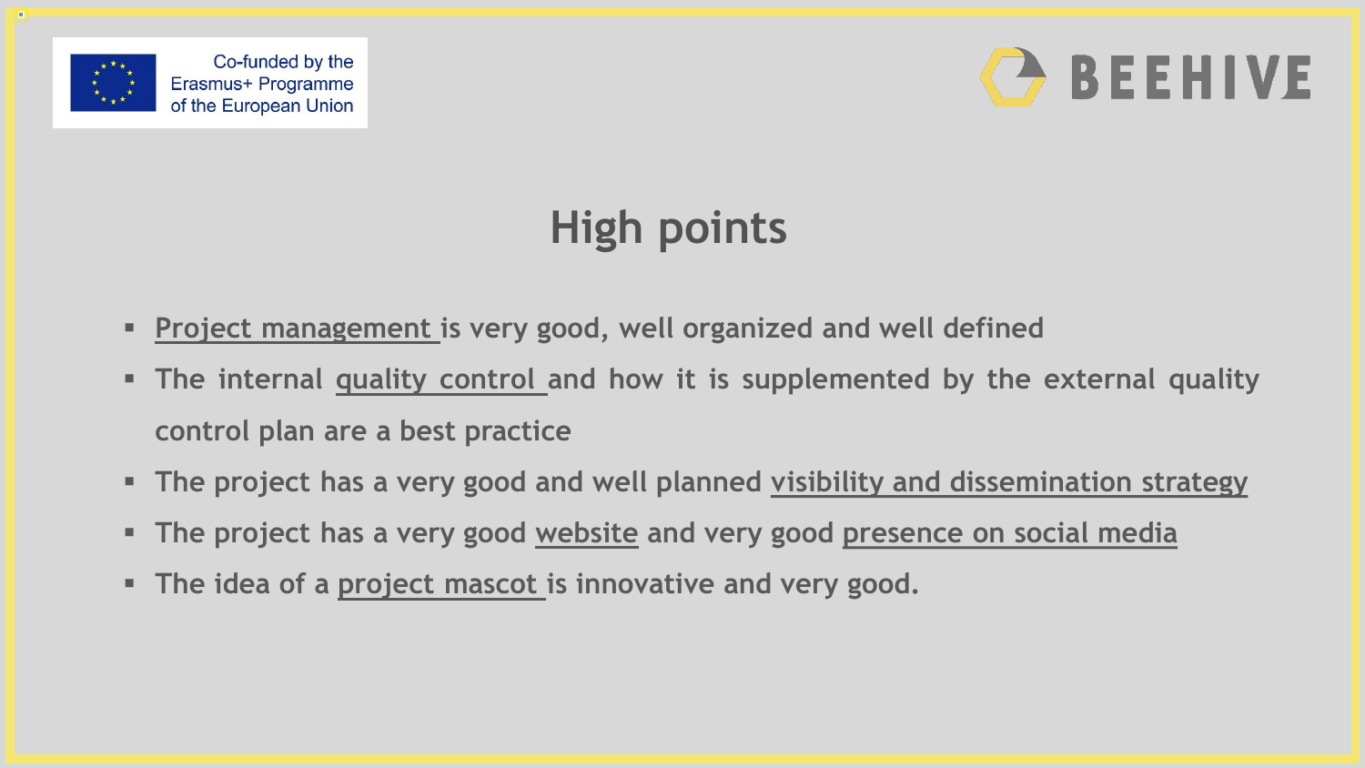# High points

- Project management is very good, well organized and well defined
- The internal quality control and how it is supplemented by the external quality control plan are a best practice
- The project has a very good and well planned visibility and dissemination strategy
- The project has a very good website and very good presence on social media
- The idea of a project mascot is innovative and very good.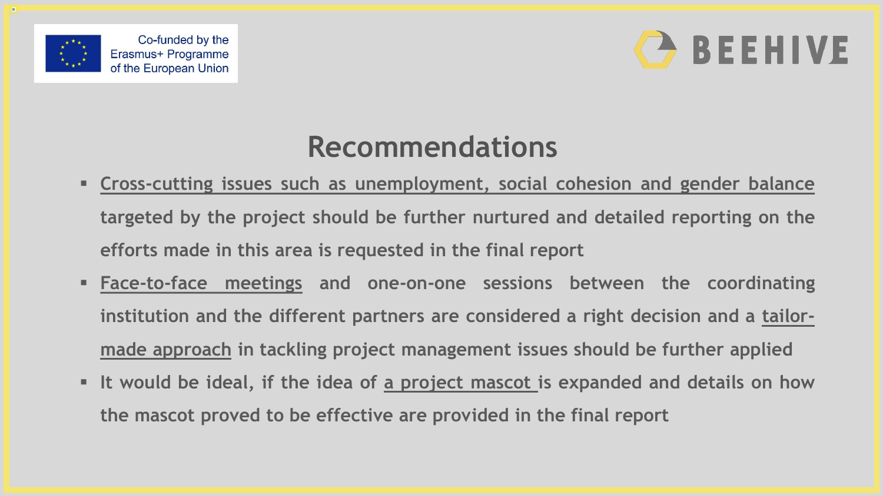# Recommendations

- Cross-cutting issues such as unemployment, social cohesion and gender balance targeted by the project should be further nurtured and detailed reporting on the efforts made in this area is requested in the final report
- Face-to-face meetings and one-on-one sessions between the coordinating institution and the different partners are considered a right decision and a tailor-made approach in tackling project management issues should be further applied
- It would be ideal, if the idea of a project mascot is expanded and details on how the mascot proved to be effective are provided in the final report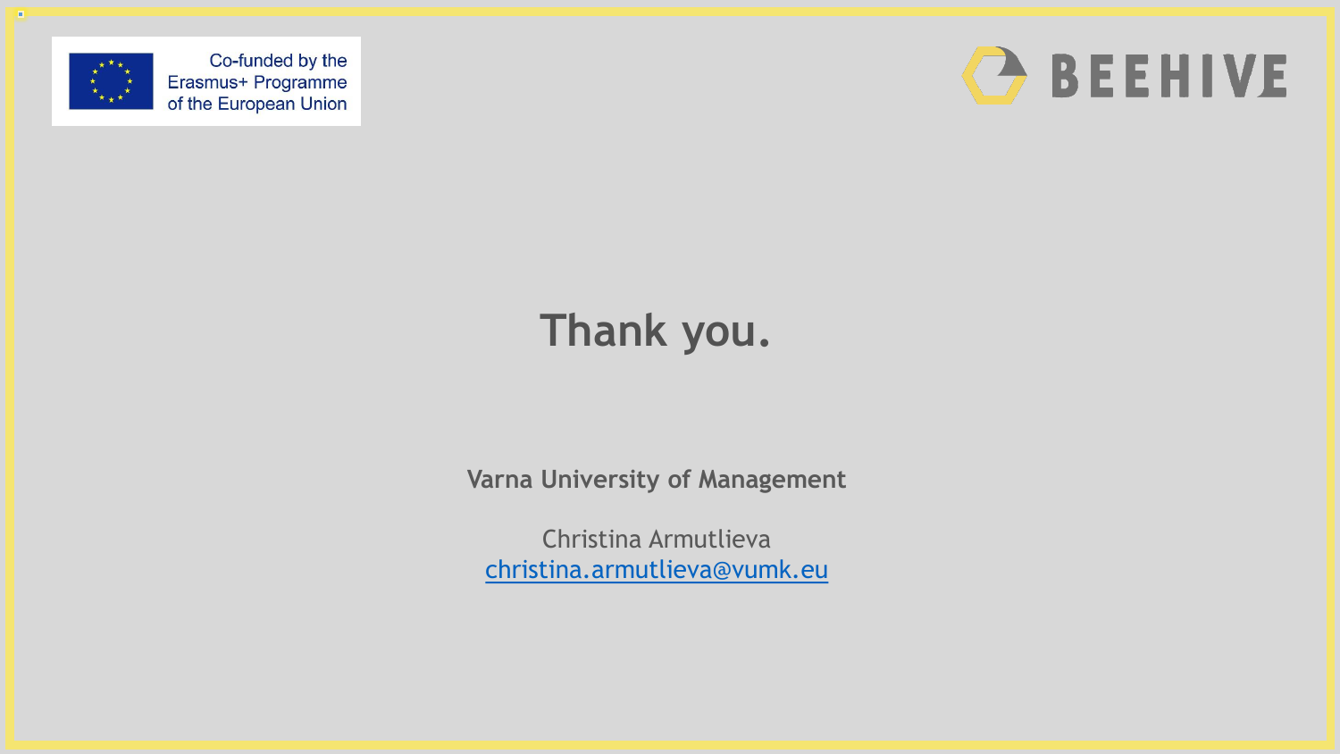Co-funded by the Erasmus+ Programme of the European Union

BEEHIVE

# Thank you.

**Varna University of Management**

Christina Armutlieva
christina.armutlieva@vumk.eu